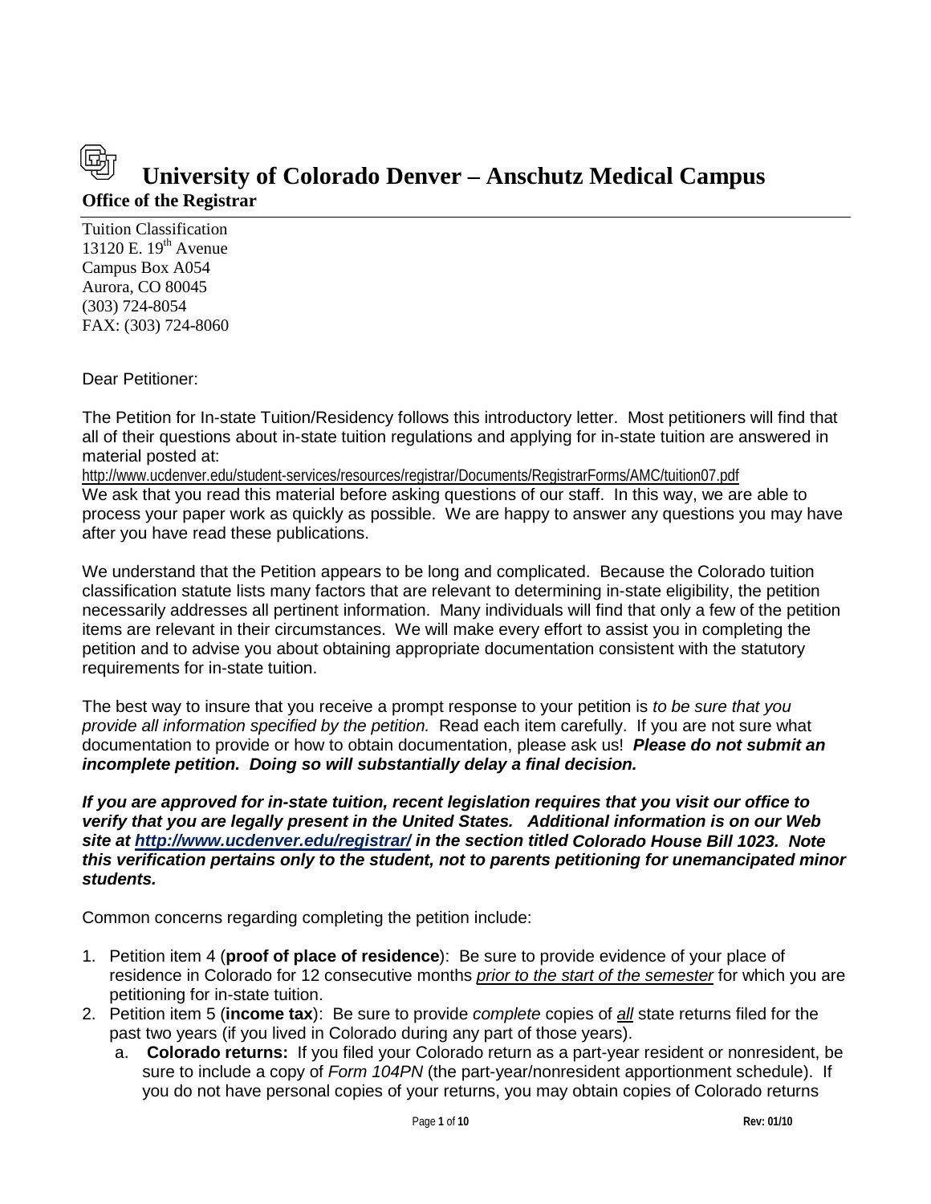# University of Colorado Denver – Anschutz Medical Campus

**Office of the Registrar**

Tuition Classification
13120 E. 19th Avenue
Campus Box A054
Aurora, CO 80045
(303) 724-8054
FAX: (303) 724-8060

Dear Petitioner:

The Petition for In-state Tuition/Residency follows this introductory letter. Most petitioners will find that all of their questions about in-state tuition regulations and applying for in-state tuition are answered in material posted at:
http://www.ucdenver.edu/student-services/resources/registrar/Documents/RegistrarForms/AMC/tuition07.pdf
We ask that you read this material before asking questions of our staff. In this way, we are able to process your paper work as quickly as possible. We are happy to answer any questions you may have after you have read these publications.

We understand that the Petition appears to be long and complicated. Because the Colorado tuition classification statute lists many factors that are relevant to determining in-state eligibility, the petition necessarily addresses all pertinent information. Many individuals will find that only a few of the petition items are relevant in their circumstances. We will make every effort to assist you in completing the petition and to advise you about obtaining appropriate documentation consistent with the statutory requirements for in-state tuition.

The best way to insure that you receive a prompt response to your petition is *to be sure that you provide all information specified by the petition.* Read each item carefully. If you are not sure what documentation to provide or how to obtain documentation, please ask us! ***Please do not submit an incomplete petition. Doing so will substantially delay a final decision.***

***If you are approved for in-state tuition, recent legislation requires that you visit our office to verify that you are legally present in the United States. Additional information is on our Web site at http://www.ucdenver.edu/registrar/ in the section titled Colorado House Bill 1023. Note this verification pertains only to the student, not to parents petitioning for unemancipated minor students.***

Common concerns regarding completing the petition include:

1. Petition item 4 (**proof of place of residence**): Be sure to provide evidence of your place of residence in Colorado for 12 consecutive months *prior to the start of the semester* for which you are petitioning for in-state tuition.
2. Petition item 5 (**income tax**): Be sure to provide *complete* copies of *all* state returns filed for the past two years (if you lived in Colorado during any part of those years).
   a. **Colorado returns:** If you filed your Colorado return as a part-year resident or nonresident, be sure to include a copy of *Form 104PN* (the part-year/nonresident apportionment schedule). If you do not have personal copies of your returns, you may obtain copies of Colorado returns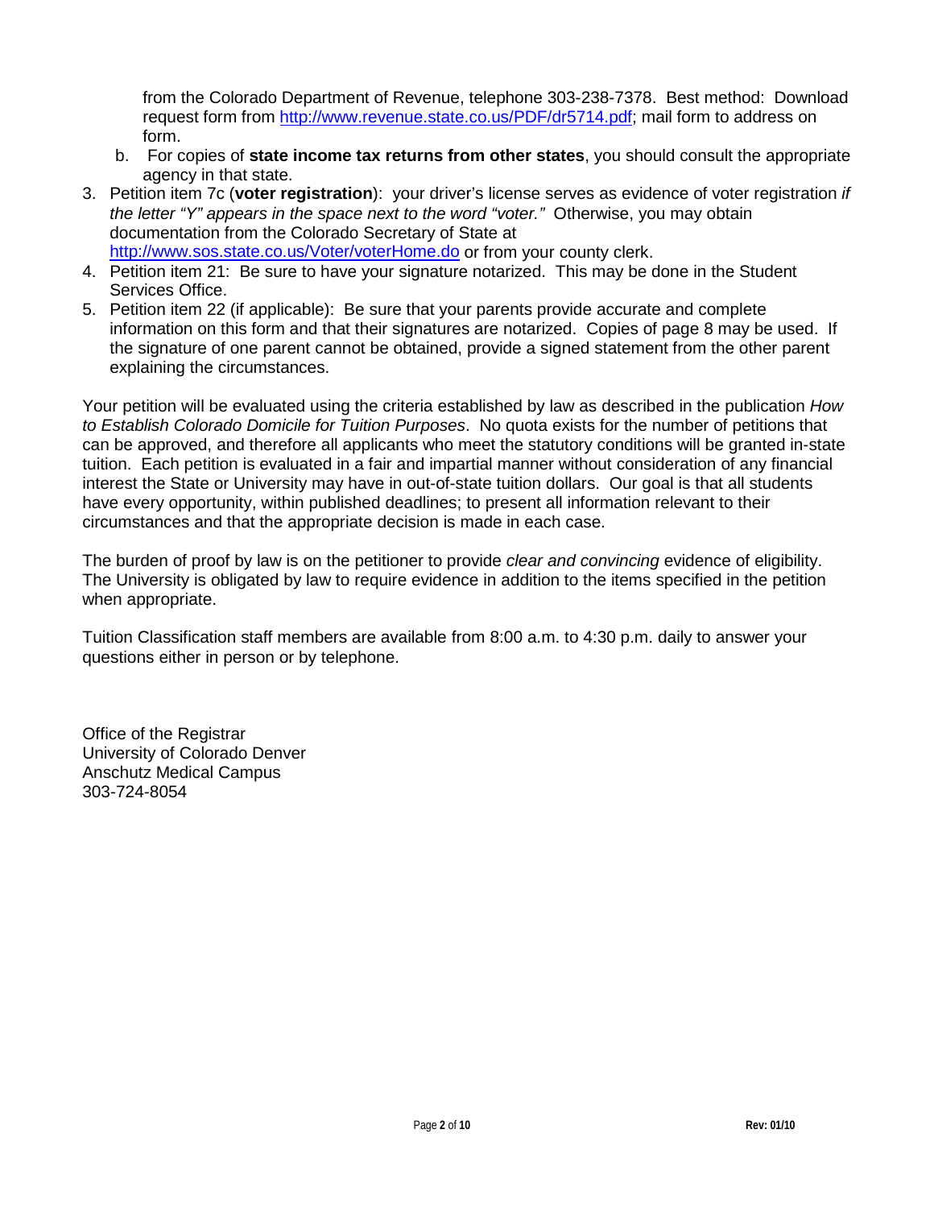from the Colorado Department of Revenue, telephone 303-238-7378. Best method: Download request form from [http://www.revenue.state.co.us/PDF/dr5714.pdf](http://www.revenue.state.co.us/PDF/dr5714.pdf); mail form to address on form.

   b. For copies of **state income tax returns from other states**, you should consult the appropriate agency in that state.

3. Petition item 7c (**voter registration**): your driver's license serves as evidence of voter registration *if the letter "Y" appears in the space next to the word "voter."* Otherwise, you may obtain documentation from the Colorado Secretary of State at [http://www.sos.state.co.us/Voter/voterHome.do](http://www.sos.state.co.us/Voter/voterHome.do) or from your county clerk.
4. Petition item 21: Be sure to have your signature notarized. This may be done in the Student Services Office.
5. Petition item 22 (if applicable): Be sure that your parents provide accurate and complete information on this form and that their signatures are notarized. Copies of page 8 may be used. If the signature of one parent cannot be obtained, provide a signed statement from the other parent explaining the circumstances.

Your petition will be evaluated using the criteria established by law as described in the publication *How to Establish Colorado Domicile for Tuition Purposes*. No quota exists for the number of petitions that can be approved, and therefore all applicants who meet the statutory conditions will be granted in-state tuition. Each petition is evaluated in a fair and impartial manner without consideration of any financial interest the State or University may have in out-of-state tuition dollars. Our goal is that all students have every opportunity, within published deadlines; to present all information relevant to their circumstances and that the appropriate decision is made in each case.

The burden of proof by law is on the petitioner to provide *clear and convincing* evidence of eligibility. The University is obligated by law to require evidence in addition to the items specified in the petition when appropriate.

Tuition Classification staff members are available from 8:00 a.m. to 4:30 p.m. daily to answer your questions either in person or by telephone.

Office of the Registrar
University of Colorado Denver
Anschutz Medical Campus
303-724-8054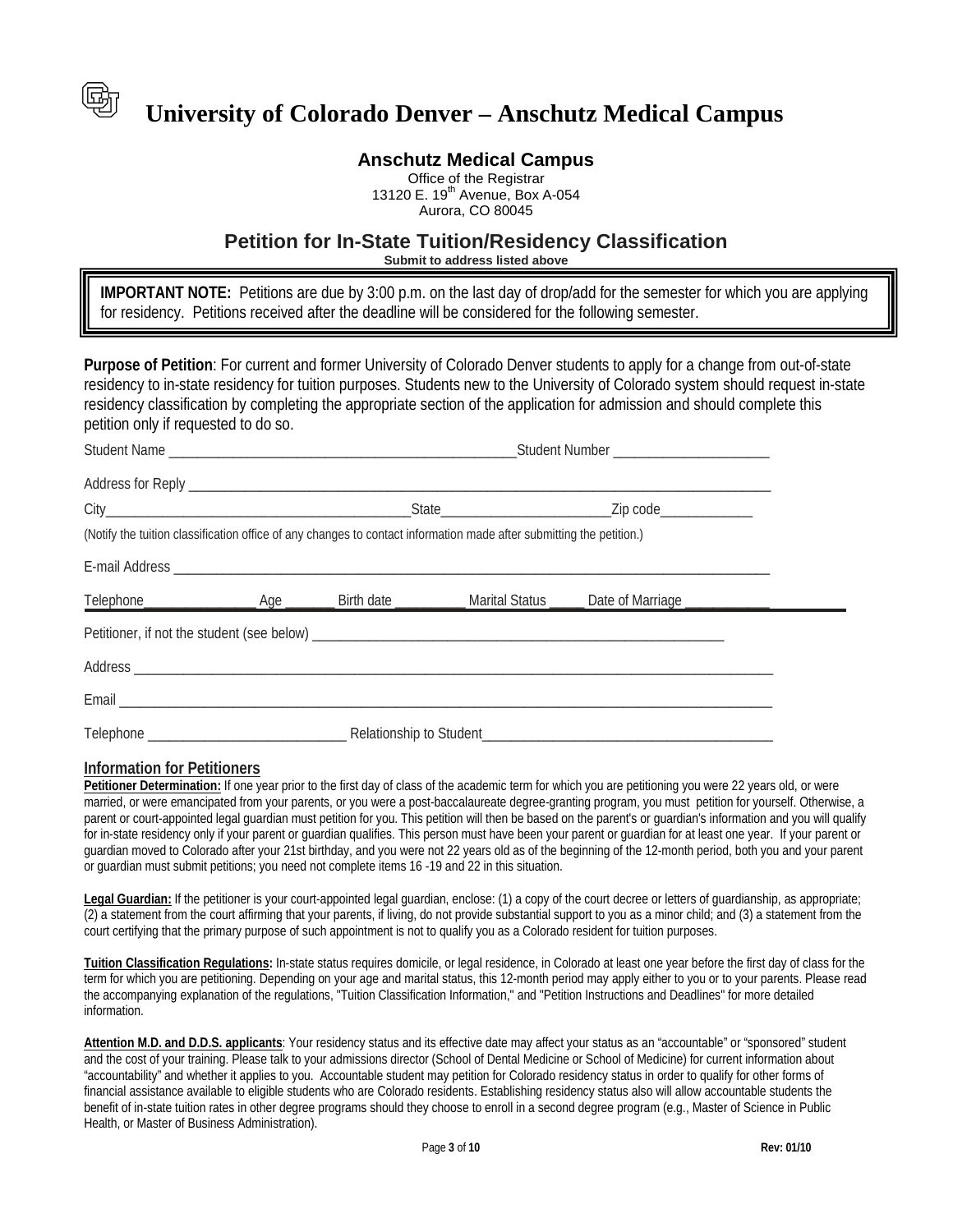# University of Colorado Denver – Anschutz Medical Campus

## Anschutz Medical Campus

Office of the Registrar
13120 E. 19th Avenue, Box A-054
Aurora, CO 80045

## Petition for In-State Tuition/Residency Classification

**Submit to address listed above**

> **IMPORTANT NOTE:** Petitions are due by 3:00 p.m. on the last day of drop/add for the semester for which you are applying for residency. Petitions received after the deadline will be considered for the following semester.

**Purpose of Petition**: For current and former University of Colorado Denver students to apply for a change from out-of-state residency to in-state residency for tuition purposes. Students new to the University of Colorado system should request in-state residency classification by completing the appropriate section of the application for admission and should complete this petition only if requested to do so.

Student Name ______________________________________________ Student Number ____________________

Address for Reply ________________________________________________________________________________

City_______________________________________ State_____________________ Zip code____________

(Notify the tuition classification office of any changes to contact information made after submitting the petition.)

E-mail Address ___________________________________________________________________________________

Telephone_______________ Age _______ Birth date _________ Marital Status _____ Date of Marriage ___________

Petitioner, if not the student (see below) ________________________________________________________

Address _________________________________________________________________________________________

Email ___________________________________________________________________________________________

Telephone ___________________________ Relationship to Student_________________________________________

### Information for Petitioners

**Petitioner Determination:** If one year prior to the first day of class of the academic term for which you are petitioning you were 22 years old, or were married, or were emancipated from your parents, or you were a post-baccalaureate degree-granting program, you must petition for yourself. Otherwise, a parent or court-appointed legal guardian must petition for you. This petition will then be based on the parent's or guardian's information and you will qualify for in-state residency only if your parent or guardian qualifies. This person must have been your parent or guardian for at least one year. If your parent or guardian moved to Colorado after your 21st birthday, and you were not 22 years old as of the beginning of the 12-month period, both you and your parent or guardian must submit petitions; you need not complete items 16 -19 and 22 in this situation.

**Legal Guardian:** If the petitioner is your court-appointed legal guardian, enclose: (1) a copy of the court decree or letters of guardianship, as appropriate; (2) a statement from the court affirming that your parents, if living, do not provide substantial support to you as a minor child; and (3) a statement from the court certifying that the primary purpose of such appointment is not to qualify you as a Colorado resident for tuition purposes.

**Tuition Classification Regulations:** In-state status requires domicile, or legal residence, in Colorado at least one year before the first day of class for the term for which you are petitioning. Depending on your age and marital status, this 12-month period may apply either to you or to your parents. Please read the accompanying explanation of the regulations, "Tuition Classification Information," and "Petition Instructions and Deadlines" for more detailed information.

**Attention M.D. and D.D.S. applicants**: Your residency status and its effective date may affect your status as an "accountable" or "sponsored" student and the cost of your training. Please talk to your admissions director (School of Dental Medicine or School of Medicine) for current information about "accountability" and whether it applies to you. Accountable student may petition for Colorado residency status in order to qualify for other forms of financial assistance available to eligible students who are Colorado residents. Establishing residency status also will allow accountable students the benefit of in-state tuition rates in other degree programs should they choose to enroll in a second degree program (e.g., Master of Science in Public Health, or Master of Business Administration).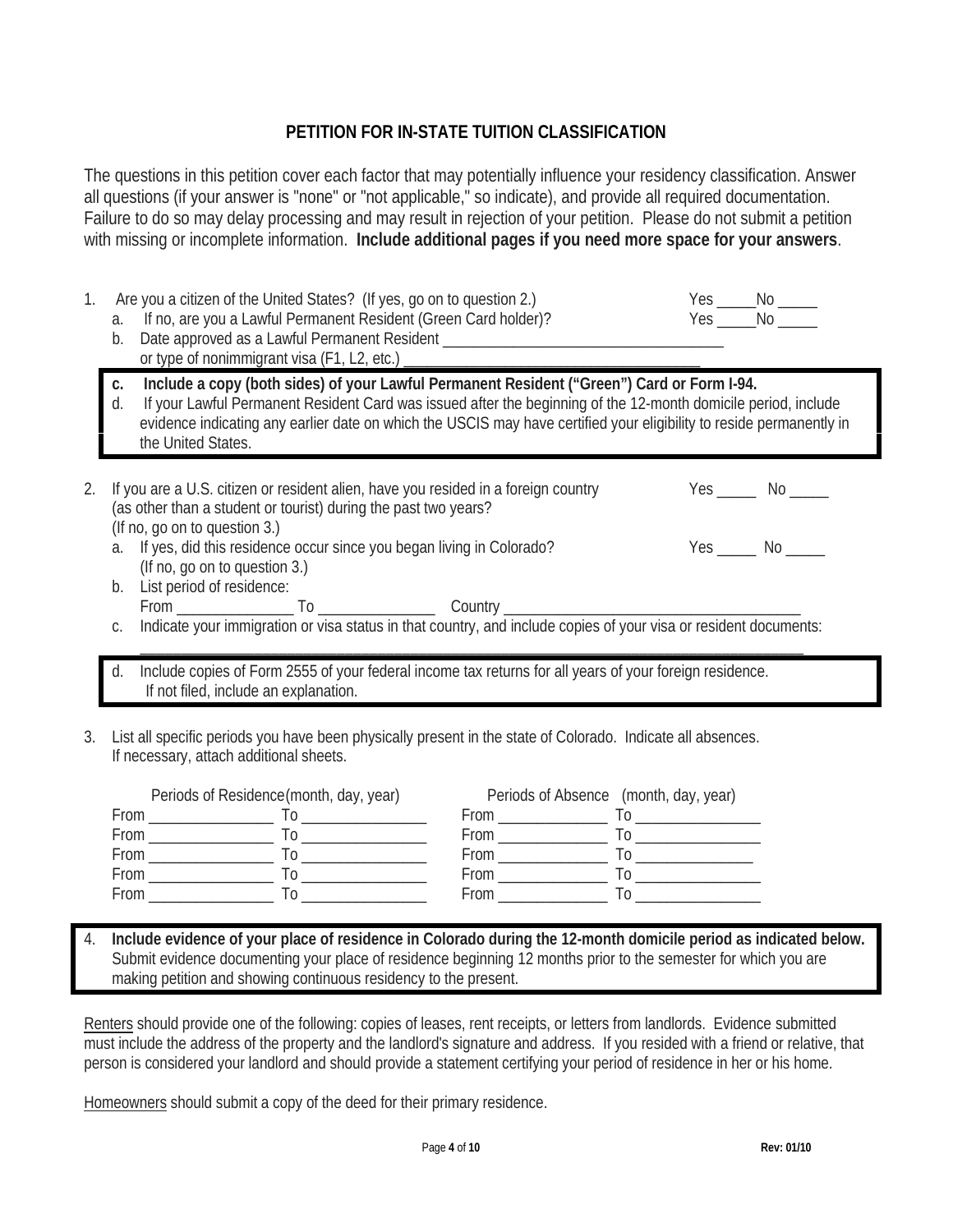## PETITION FOR IN-STATE TUITION CLASSIFICATION

The questions in this petition cover each factor that may potentially influence your residency classification. Answer all questions (if your answer is "none" or "not applicable," so indicate), and provide all required documentation. Failure to do so may delay processing and may result in rejection of your petition. Please do not submit a petition with missing or incomplete information. **Include additional pages if you need more space for your answers**.

1. Are you a citizen of the United States? (If yes, go on to question 2.) Yes _____No _____
   a. If no, are you a Lawful Permanent Resident (Green Card holder)? Yes _____No _____
   b. Date approved as a Lawful Permanent Resident ___________________________________
      or type of nonimmigrant visa (F1, L2, etc.) ___________________________________
   c. **Include a copy (both sides) of your Lawful Permanent Resident ("Green") Card or Form I-94.**
   d. If your Lawful Permanent Resident Card was issued after the beginning of the 12-month domicile period, include evidence indicating any earlier date on which the USCIS may have certified your eligibility to reside permanently in the United States.

2. If you are a U.S. citizen or resident alien, have you resided in a foreign country (as other than a student or tourist) during the past two years? (If no, go on to question 3.) Yes _____ No _____
   a. If yes, did this residence occur since you began living in Colorado? (If no, go on to question 3.) Yes _____ No _____
   b. List period of residence:
      From _______________ To _______________ Country _____________________________________
   c. Indicate your immigration or visa status in that country, and include copies of your visa or resident documents:
      _____________________________________________________________________________
   d. Include copies of Form 2555 of your federal income tax returns for all years of your foreign residence. If not filed, include an explanation.

3. List all specific periods you have been physically present in the state of Colorado. Indicate all absences. If necessary, attach additional sheets.

| Periods of Residence (month, day, year) | | Periods of Absence (month, day, year) | |
|---|---|---|---|
| From ________________ | To ________________ | From ______________ | To ________________ |
| From ________________ | To ________________ | From ______________ | To ________________ |
| From ________________ | To ________________ | From ______________ | To ________________ |
| From ________________ | To ________________ | From ______________ | To ________________ |
| From ________________ | To ________________ | From ______________ | To ________________ |

4. **Include evidence of your place of residence in Colorado during the 12-month domicile period as indicated below.** Submit evidence documenting your place of residence beginning 12 months prior to the semester for which you are making petition and showing continuous residency to the present.

Renters should provide one of the following: copies of leases, rent receipts, or letters from landlords. Evidence submitted must include the address of the property and the landlord's signature and address. If you resided with a friend or relative, that person is considered your landlord and should provide a statement certifying your period of residence in her or his home.

Homeowners should submit a copy of the deed for their primary residence.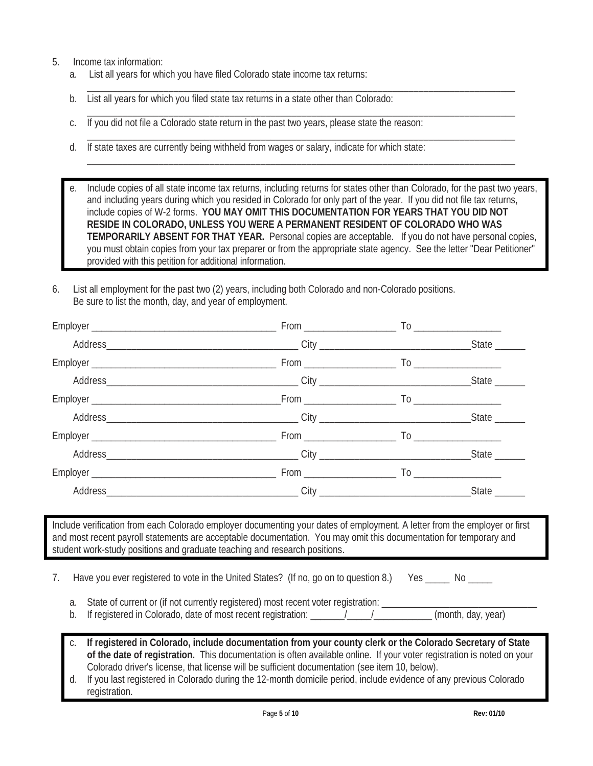5. Income tax information:
   a. List all years for which you have filed Colorado state income tax returns:
   \_\_\_\_\_\_\_\_\_\_\_\_\_\_\_\_\_\_\_\_\_\_\_\_\_\_\_\_\_\_\_\_\_\_\_\_\_\_\_\_\_\_\_\_\_\_\_\_\_\_\_\_\_\_\_\_\_\_\_\_\_\_\_\_\_\_\_\_\_\_\_\_
   b. List all years for which you filed state tax returns in a state other than Colorado:
   \_\_\_\_\_\_\_\_\_\_\_\_\_\_\_\_\_\_\_\_\_\_\_\_\_\_\_\_\_\_\_\_\_\_\_\_\_\_\_\_\_\_\_\_\_\_\_\_\_\_\_\_\_\_\_\_\_\_\_\_\_\_\_\_\_\_\_\_\_\_\_\_
   c. If you did not file a Colorado state return in the past two years, please state the reason:
   \_\_\_\_\_\_\_\_\_\_\_\_\_\_\_\_\_\_\_\_\_\_\_\_\_\_\_\_\_\_\_\_\_\_\_\_\_\_\_\_\_\_\_\_\_\_\_\_\_\_\_\_\_\_\_\_\_\_\_\_\_\_\_\_\_\_\_\_\_\_\_\_
   d. If state taxes are currently being withheld from wages or salary, indicate for which state:
   \_\_\_\_\_\_\_\_\_\_\_\_\_\_\_\_\_\_\_\_\_\_\_\_\_\_\_\_\_\_\_\_\_\_\_\_\_\_\_\_\_\_\_\_\_\_\_\_\_\_\_\_\_\_\_\_\_\_\_\_\_\_\_\_\_\_\_\_\_\_\_\_
   e. Include copies of all state income tax returns, including returns for states other than Colorado, for the past two years, and including years during which you resided in Colorado for only part of the year. If you did not file tax returns, include copies of W-2 forms. **YOU MAY OMIT THIS DOCUMENTATION FOR YEARS THAT YOU DID NOT RESIDE IN COLORADO, UNLESS YOU WERE A PERMANENT RESIDENT OF COLORADO WHO WAS TEMPORARILY ABSENT FOR THAT YEAR.** Personal copies are acceptable. If you do not have personal copies, you must obtain copies from your tax preparer or from the appropriate state agency. See the letter "Dear Petitioner" provided with this petition for additional information.

6. List all employment for the past two (2) years, including both Colorado and non-Colorado positions. Be sure to list the month, day, and year of employment.

Employer \_\_\_\_\_\_\_\_\_\_\_\_\_\_\_\_\_\_\_\_ From \_\_\_\_\_\_\_\_\_\_ To \_\_\_\_\_\_\_\_\_\_
Address \_\_\_\_\_\_\_\_\_\_\_\_\_\_\_\_\_\_\_\_ City \_\_\_\_\_\_\_\_\_\_\_\_\_\_\_\_ State \_\_\_\_\_\_

Employer \_\_\_\_\_\_\_\_\_\_\_\_\_\_\_\_\_\_\_\_ From \_\_\_\_\_\_\_\_\_\_ To \_\_\_\_\_\_\_\_\_\_
Address \_\_\_\_\_\_\_\_\_\_\_\_\_\_\_\_\_\_\_\_ City \_\_\_\_\_\_\_\_\_\_\_\_\_\_\_\_ State \_\_\_\_\_\_

Employer \_\_\_\_\_\_\_\_\_\_\_\_\_\_\_\_\_\_\_\_ From \_\_\_\_\_\_\_\_\_\_ To \_\_\_\_\_\_\_\_\_\_
Address \_\_\_\_\_\_\_\_\_\_\_\_\_\_\_\_\_\_\_\_ City \_\_\_\_\_\_\_\_\_\_\_\_\_\_\_\_ State \_\_\_\_\_\_

Employer \_\_\_\_\_\_\_\_\_\_\_\_\_\_\_\_\_\_\_\_ From \_\_\_\_\_\_\_\_\_\_ To \_\_\_\_\_\_\_\_\_\_
Address \_\_\_\_\_\_\_\_\_\_\_\_\_\_\_\_\_\_\_\_ City \_\_\_\_\_\_\_\_\_\_\_\_\_\_\_\_ State \_\_\_\_\_\_

Employer \_\_\_\_\_\_\_\_\_\_\_\_\_\_\_\_\_\_\_\_ From \_\_\_\_\_\_\_\_\_\_ To \_\_\_\_\_\_\_\_\_\_
Address \_\_\_\_\_\_\_\_\_\_\_\_\_\_\_\_\_\_\_\_ City \_\_\_\_\_\_\_\_\_\_\_\_\_\_\_\_ State \_\_\_\_\_\_

Include verification from each Colorado employer documenting your dates of employment. A letter from the employer or first and most recent payroll statements are acceptable documentation. You may omit this documentation for temporary and student work-study positions and graduate teaching and research positions.

7. Have you ever registered to vote in the United States? (If no, go on to question 8.) Yes \_\_\_\_\_ No \_\_\_\_\_
   a. State of current or (if not currently registered) most recent voter registration: \_\_\_\_\_\_\_\_\_\_\_\_\_\_\_\_\_\_\_\_
   b. If registered in Colorado, date of most recent registration: \_\_\_\_\_\_/\_\_\_\_\_/\_\_\_\_\_\_\_\_ (month, day, year)
   c. **If registered in Colorado, include documentation from your county clerk or the Colorado Secretary of State of the date of registration.** This documentation is often available online. If your voter registration is noted on your Colorado driver's license, that license will be sufficient documentation (see item 10, below).
   d. If you last registered in Colorado during the 12-month domicile period, include evidence of any previous Colorado registration.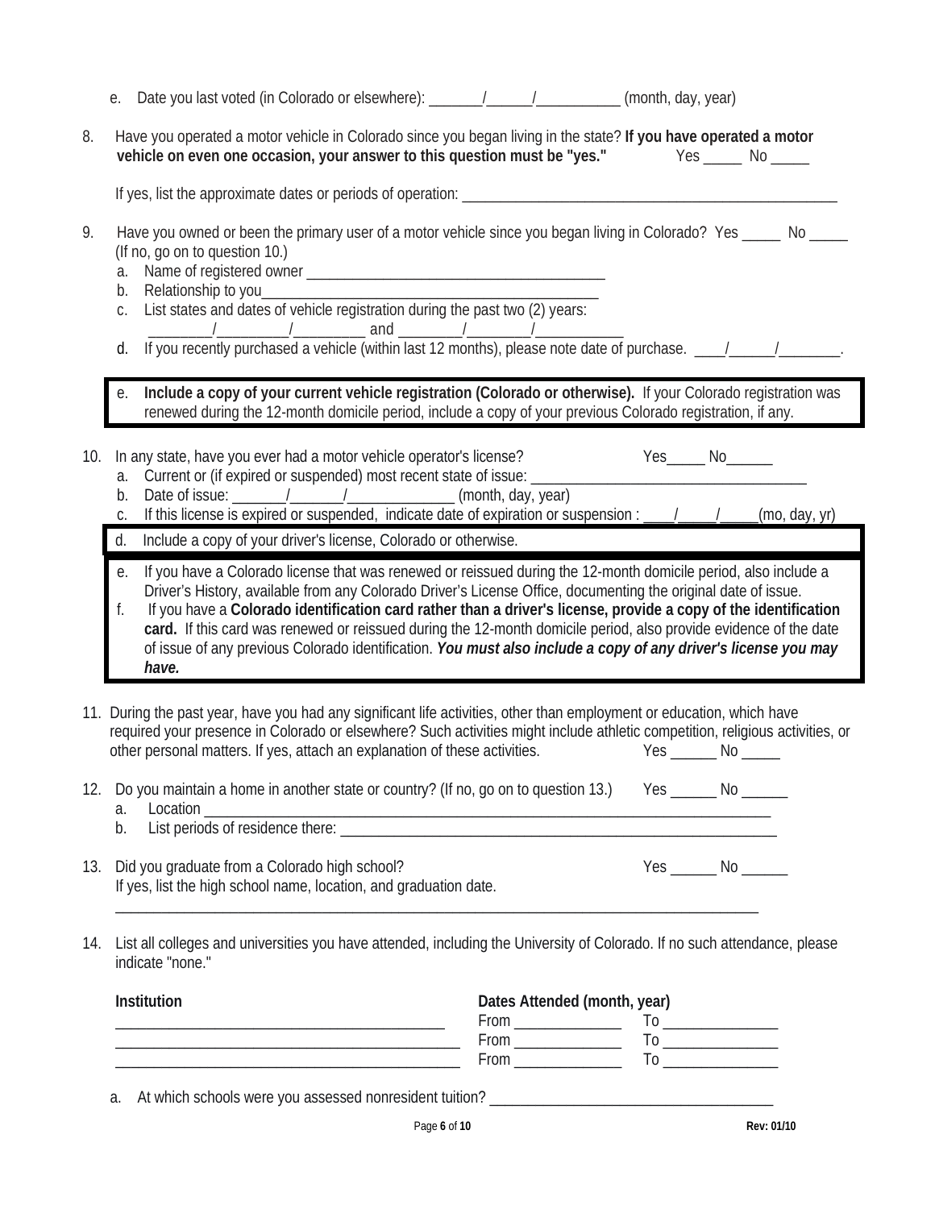e. Date you last voted (in Colorado or elsewhere): _______/______/___________ (month, day, year)

8. Have you operated a motor vehicle in Colorado since you began living in the state? **If you have operated a motor vehicle on even one occasion, your answer to this question must be "yes."** Yes _____ No _____

   If yes, list the approximate dates or periods of operation: ___________________________________________________

9. Have you owned or been the primary user of a motor vehicle since you began living in Colorado? Yes _____ No _____ (If no, go on to question 10.)
   a. Name of registered owner _______________________________________
   b. Relationship to you___________________________________________
   c. List states and dates of vehicle registration during the past two (2) years:
      ________/_________/_________ and ________/________/___________
   d. If you recently purchased a vehicle (within last 12 months), please note date of purchase. ____/______/________.

   e. **Include a copy of your current vehicle registration (Colorado or otherwise).** If your Colorado registration was renewed during the 12-month domicile period, include a copy of your previous Colorado registration, if any.

10. In any state, have you ever had a motor vehicle operator's license? Yes_____ No______
    a. Current or (if expired or suspended) most recent state of issue: ___________________________________
    b. Date of issue: _______/_______/_____________ (month, day, year)
    c. If this license is expired or suspended, indicate date of expiration or suspension : ____/_____/_____(mo, day, yr)
    d. Include a copy of your driver's license, Colorado or otherwise.
    e. If you have a Colorado license that was renewed or reissued during the 12-month domicile period, also include a Driver's History, available from any Colorado Driver's License Office, documenting the original date of issue.
    f. If you have a **Colorado identification card rather than a driver's license, provide a copy of the identification card.** If this card was renewed or reissued during the 12-month domicile period, also provide evidence of the date of issue of any previous Colorado identification. ***You must also include a copy of any driver's license you may have.***

11. During the past year, have you had any significant life activities, other than employment or education, which have required your presence in Colorado or elsewhere? Such activities might include athletic competition, religious activities, or other personal matters. If yes, attach an explanation of these activities. Yes ______ No _____

12. Do you maintain a home in another state or country? (If no, go on to question 13.) Yes ______ No ______
    a. Location ___________________________________________________________________________
    b. List periods of residence there: __________________________________________________________

13. Did you graduate from a Colorado high school? Yes ______ No ______
    If yes, list the high school name, location, and graduation date.
    ____________________________________________________________________________________

14. List all colleges and universities you have attended, including the University of Colorado. If no such attendance, please indicate "none."

| Institution | Dates Attended (month, year) | |
|---|---|---|
| ___________________________________ | From _____________ | To ______________ |
| ___________________________________ | From _____________ | To ______________ |
| ___________________________________ | From _____________ | To ______________ |

a. At which schools were you assessed nonresident tuition? ____________________________________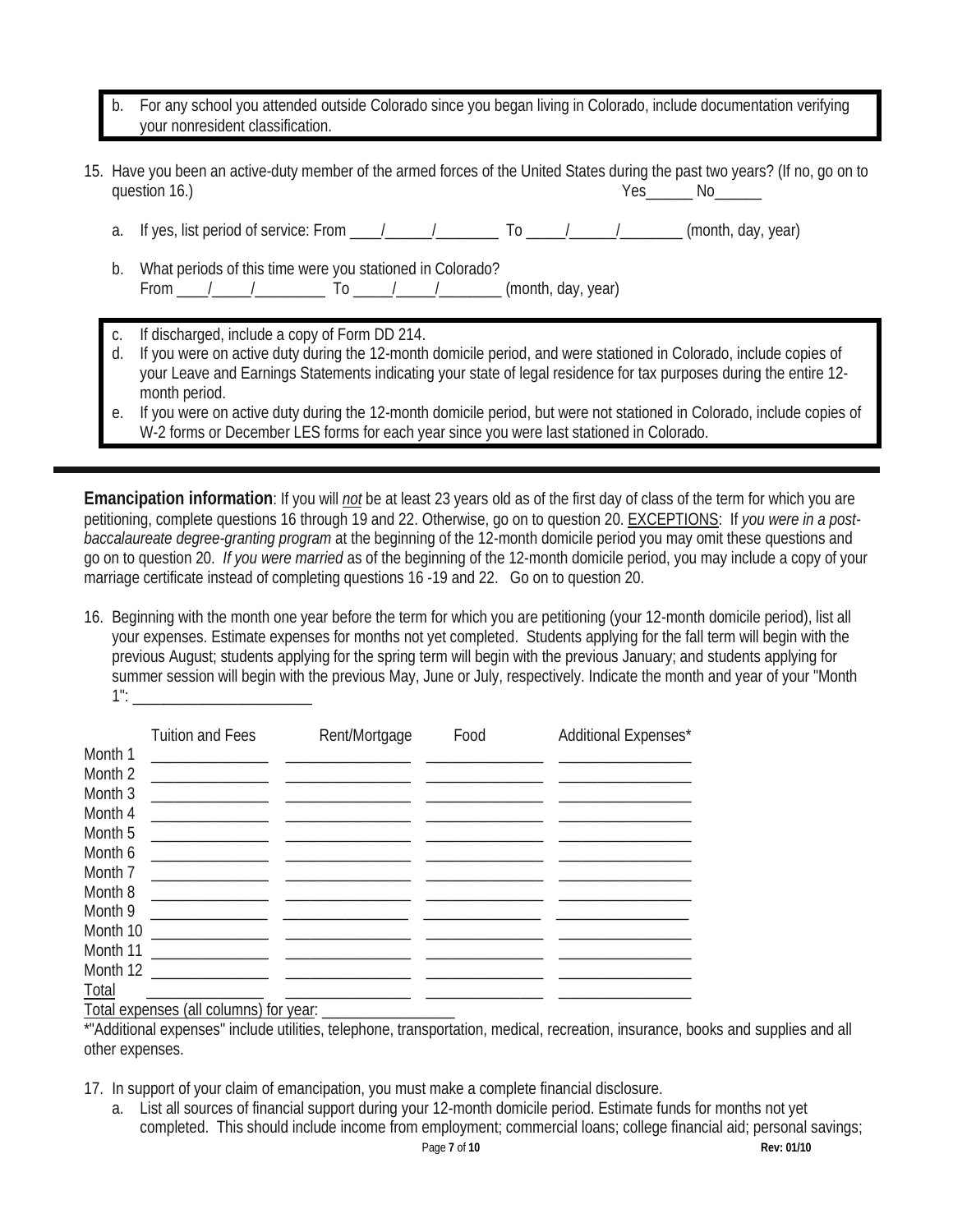b. For any school you attended outside Colorado since you began living in Colorado, include documentation verifying your nonresident classification.

15. Have you been an active-duty member of the armed forces of the United States during the past two years? (If no, go on to question 16.) Yes______ No______

    a. If yes, list period of service: From ____/______/________ To _____/______/________ (month, day, year)

    b. What periods of this time were you stationed in Colorado?
       From ____/_____/_________ To _____/_____/________ (month, day, year)

c. If discharged, include a copy of Form DD 214.
d. If you were on active duty during the 12-month domicile period, and were stationed in Colorado, include copies of your Leave and Earnings Statements indicating your state of legal residence for tax purposes during the entire 12-month period.
e. If you were on active duty during the 12-month domicile period, but were not stationed in Colorado, include copies of W-2 forms or December LES forms for each year since you were last stationed in Colorado.

---

**Emancipation information**: If you will *not* be at least 23 years old as of the first day of class of the term for which you are petitioning, complete questions 16 through 19 and 22. Otherwise, go on to question 20. EXCEPTIONS: If *you were in a post-baccalaureate degree-granting program* at the beginning of the 12-month domicile period you may omit these questions and go on to question 20. *If you were married* as of the beginning of the 12-month domicile period, you may include a copy of your marriage certificate instead of completing questions 16 -19 and 22. Go on to question 20.

16. Beginning with the month one year before the term for which you are petitioning (your 12-month domicile period), list all your expenses. Estimate expenses for months not yet completed. Students applying for the fall term will begin with the previous August; students applying for the spring term will begin with the previous January; and students applying for summer session will begin with the previous May, June or July, respectively. Indicate the month and year of your "Month 1": ______________________

| | Tuition and Fees | Rent/Mortgage | Food | Additional Expenses* |
|---|---|---|---|---|
| Month 1 | | | | |
| Month 2 | | | | |
| Month 3 | | | | |
| Month 4 | | | | |
| Month 5 | | | | |
| Month 6 | | | | |
| Month 7 | | | | |
| Month 8 | | | | |
| Month 9 | | | | |
| Month 10 | | | | |
| Month 11 | | | | |
| Month 12 | | | | |
| Total | | | | |

Total expenses (all columns) for year: ________________

*"Additional expenses" include utilities, telephone, transportation, medical, recreation, insurance, books and supplies and all other expenses.

17. In support of your claim of emancipation, you must make a complete financial disclosure.

    a. List all sources of financial support during your 12-month domicile period. Estimate funds for months not yet completed. This should include income from employment; commercial loans; college financial aid; personal savings;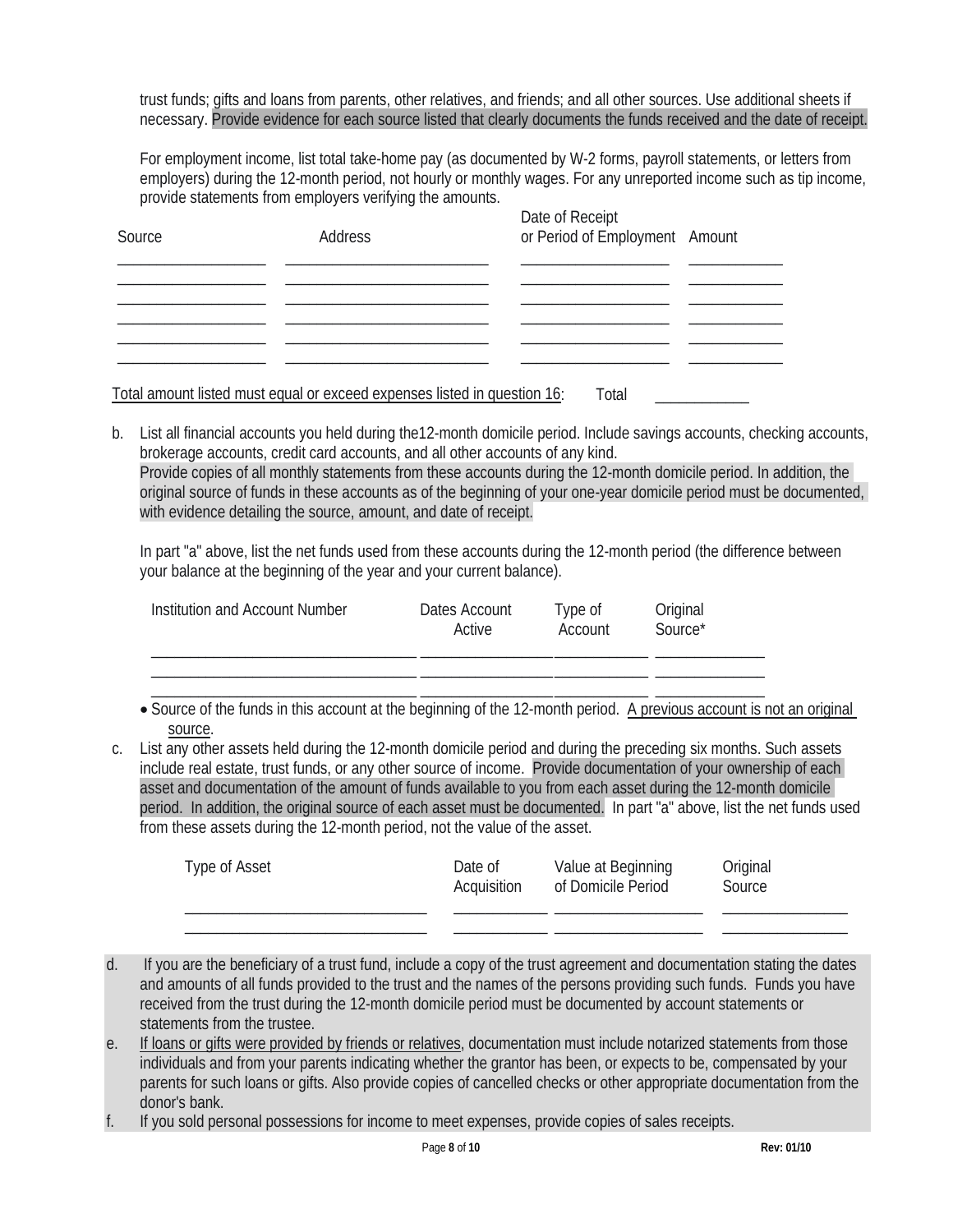trust funds; gifts and loans from parents, other relatives, and friends; and all other sources. Use additional sheets if necessary. Provide evidence for each source listed that clearly documents the funds received and the date of receipt.

For employment income, list total take-home pay (as documented by W-2 forms, payroll statements, or letters from employers) during the 12-month period, not hourly or monthly wages. For any unreported income such as tip income, provide statements from employers verifying the amounts.

| Source | Address | Date of Receipt or Period of Employment | Amount |
|---|---|---|---|
| | | | |
| | | | |
| | | | |
| | | | |
| | | | |
| | | | |

Total amount listed must equal or exceed expenses listed in question 16: Total ____________

b. List all financial accounts you held during the12-month domicile period. Include savings accounts, checking accounts, brokerage accounts, credit card accounts, and all other accounts of any kind. Provide copies of all monthly statements from these accounts during the 12-month domicile period. In addition, the original source of funds in these accounts as of the beginning of your one-year domicile period must be documented, with evidence detailing the source, amount, and date of receipt.

   In part "a" above, list the net funds used from these accounts during the 12-month period (the difference between your balance at the beginning of the year and your current balance).

| Institution and Account Number | Dates Account Active | Type of Account | Original Source* |
|---|---|---|---|
| | | | |
| | | | |
| | | | |

- Source of the funds in this account at the beginning of the 12-month period. A previous account is not an original source.

c. List any other assets held during the 12-month domicile period and during the preceding six months. Such assets include real estate, trust funds, or any other source of income. Provide documentation of your ownership of each asset and documentation of the amount of funds available to you from each asset during the 12-month domicile period. In addition, the original source of each asset must be documented. In part "a" above, list the net funds used from these assets during the 12-month period, not the value of the asset.

| Type of Asset | Date of Acquisition | Value at Beginning of Domicile Period | Original Source |
|---|---|---|---|
| | | | |
| | | | |

d. If you are the beneficiary of a trust fund, include a copy of the trust agreement and documentation stating the dates and amounts of all funds provided to the trust and the names of the persons providing such funds. Funds you have received from the trust during the 12-month domicile period must be documented by account statements or statements from the trustee.

e. If loans or gifts were provided by friends or relatives, documentation must include notarized statements from those individuals and from your parents indicating whether the grantor has been, or expects to be, compensated by your parents for such loans or gifts. Also provide copies of cancelled checks or other appropriate documentation from the donor's bank.

f. If you sold personal possessions for income to meet expenses, provide copies of sales receipts.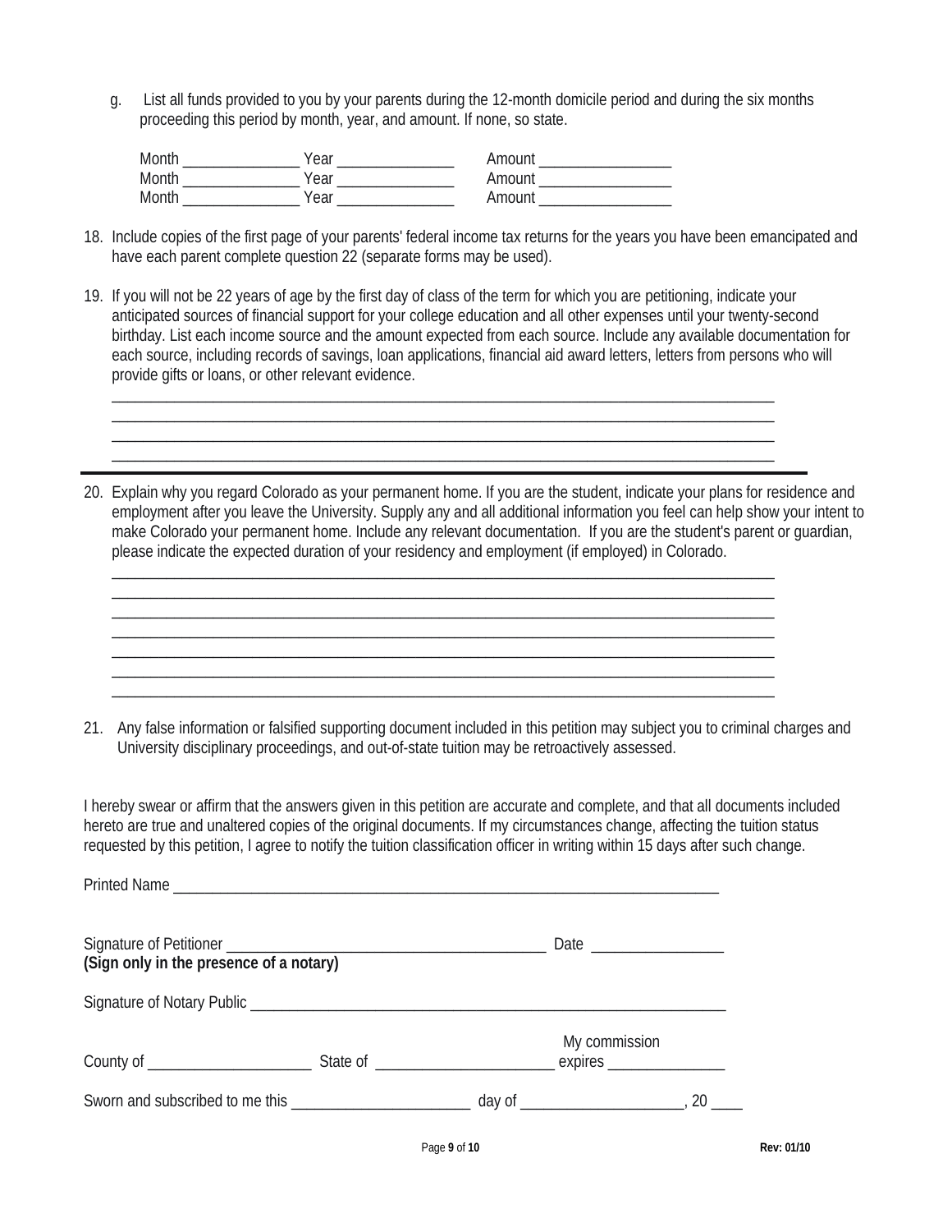g. List all funds provided to you by your parents during the 12-month domicile period and during the six months proceeding this period by month, year, and amount. If none, so state.

Month _______________ Year _______________ Amount _________________
Month _______________ Year _______________ Amount _________________
Month _______________ Year _______________ Amount _________________

18. Include copies of the first page of your parents' federal income tax returns for the years you have been emancipated and have each parent complete question 22 (separate forms may be used).

19. If you will not be 22 years of age by the first day of class of the term for which you are petitioning, indicate your anticipated sources of financial support for your college education and all other expenses until your twenty-second birthday. List each income source and the amount expected from each source. Include any available documentation for each source, including records of savings, loan applications, financial aid award letters, letters from persons who will provide gifts or loans, or other relevant evidence.

_____________________________________________________________________________________
_____________________________________________________________________________________
_____________________________________________________________________________________
_____________________________________________________________________________________

---

20. Explain why you regard Colorado as your permanent home. If you are the student, indicate your plans for residence and employment after you leave the University. Supply any and all additional information you feel can help show your intent to make Colorado your permanent home. Include any relevant documentation. If you are the student's parent or guardian, please indicate the expected duration of your residency and employment (if employed) in Colorado.

_____________________________________________________________________________________
_____________________________________________________________________________________
_____________________________________________________________________________________
_____________________________________________________________________________________
_____________________________________________________________________________________
_____________________________________________________________________________________
_____________________________________________________________________________________

21. Any false information or falsified supporting document included in this petition may subject you to criminal charges and University disciplinary proceedings, and out-of-state tuition may be retroactively assessed.

I hereby swear or affirm that the answers given in this petition are accurate and complete, and that all documents included hereto are true and unaltered copies of the original documents. If my circumstances change, affecting the tuition status requested by this petition, I agree to notify the tuition classification officer in writing within 15 days after such change.

Printed Name _________________________________________________________________________

Signature of Petitioner ________________________________________ Date _________________
**(Sign only in the presence of a notary)**

Signature of Notary Public _______________________________________________________________

County of ____________________ State of ______________________ My commission expires _______________

Sworn and subscribed to me this ______________________ day of ____________________, 20 ____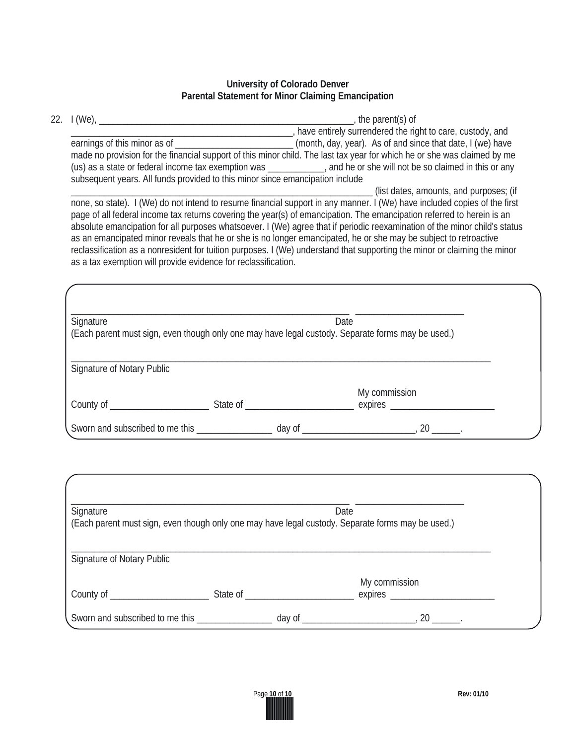**University of Colorado Denver**
**Parental Statement for Minor Claiming Emancipation**

22. I (We), ______________________________________________________, the parent(s) of _____________________________________________, have entirely surrendered the right to care, custody, and earnings of this minor as of ________________________ (month, day, year). As of and since that date, I (we) have made no provision for the financial support of this minor child. The last tax year for which he or she was claimed by me (us) as a state or federal income tax exemption was ___________, and he or she will not be so claimed in this or any subsequent years. All funds provided to this minor since emancipation include _________________________________________________________________ (list dates, amounts, and purposes; (if none, so state). I (We) do not intend to resume financial support in any manner. I (We) have included copies of the first page of all federal income tax returns covering the year(s) of emancipation. The emancipation referred to herein is an absolute emancipation for all purposes whatsoever. I (We) agree that if periodic reexamination of the minor child's status as an emancipated minor reveals that he or she is no longer emancipated, he or she may be subject to retroactive reclassification as a nonresident for tuition purposes. I (We) understand that supporting the minor or claiming the minor as a tax exemption will provide evidence for reclassification.

____________________________________________________________ ______________________
Signature Date
(Each parent must sign, even though only one may have legal custody. Separate forms may be used.)

__________________________________________________________________________________
Signature of Notary Public

County of ____________________ State of ______________________ My commission expires ______________________

Sworn and subscribed to me this ________________ day of ________________________, 20 ______.

____________________________________________________________ ______________________
Signature Date
(Each parent must sign, even though only one may have legal custody. Separate forms may be used.)

__________________________________________________________________________________
Signature of Notary Public

County of ____________________ State of ______________________ My commission expires ______________________

Sworn and subscribed to me this ________________ day of ________________________, 20 ______.

Rev: 01/10